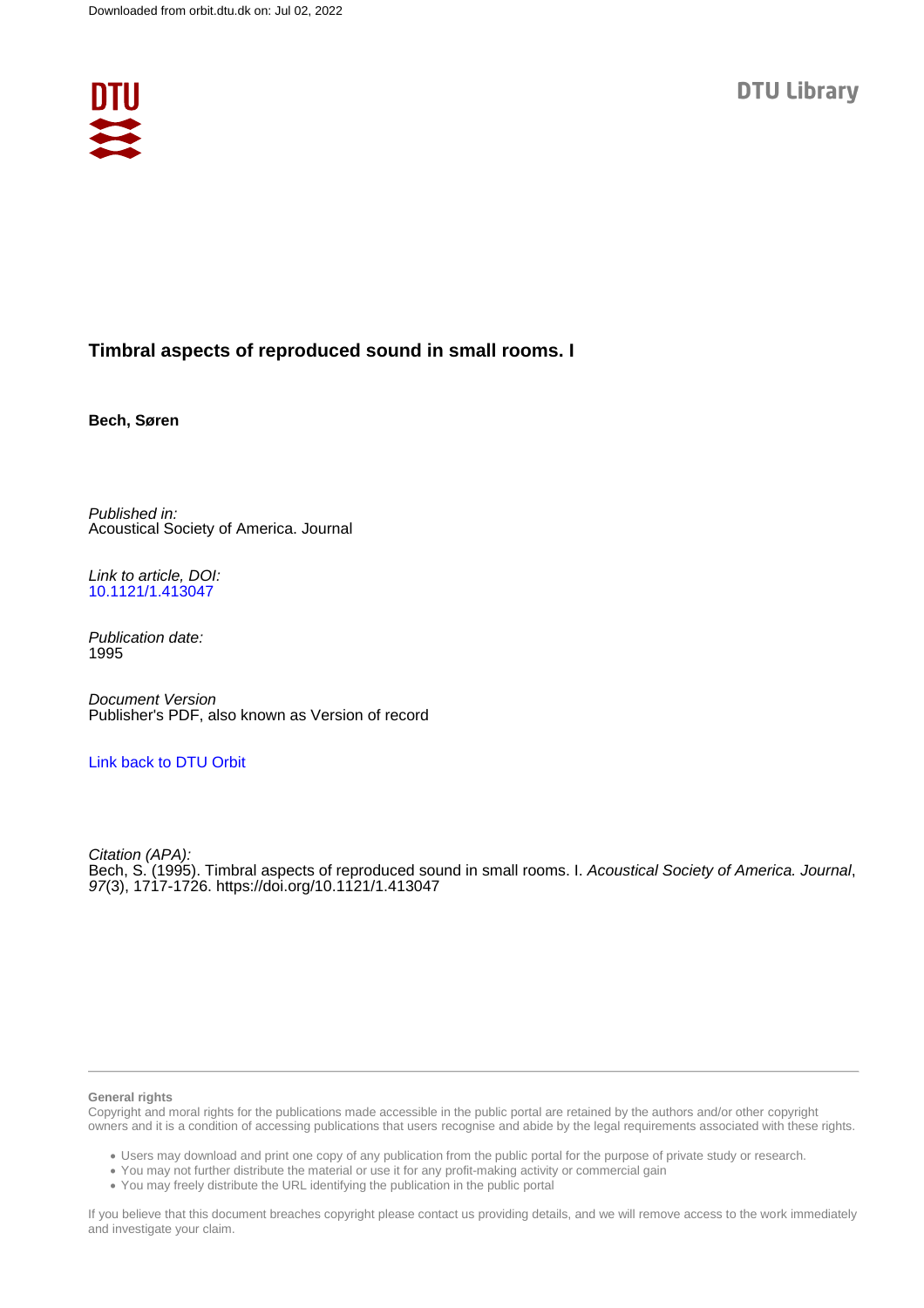Downloaded from orbit.dtu.dk on: Jul 02, 2022

DTU Library

# Timbral aspects of reproduced sound in small rooms. I

**Bech, Søren**

*Published in:*
Acoustical Society of America. Journal

*Link to article, DOI:*
10.1121/1.413047

*Publication date:*
1995

*Document Version*
Publisher's PDF, also known as Version of record

Link back to DTU Orbit

*Citation (APA):*
Bech, S. (1995). Timbral aspects of reproduced sound in small rooms. I. *Acoustical Society of America. Journal*, *97*(3), 1717-1726. https://doi.org/10.1121/1.413047

**General rights**

Copyright and moral rights for the publications made accessible in the public portal are retained by the authors and/or other copyright owners and it is a condition of accessing publications that users recognise and abide by the legal requirements associated with these rights.

- Users may download and print one copy of any publication from the public portal for the purpose of private study or research.
- You may not further distribute the material or use it for any profit-making activity or commercial gain
- You may freely distribute the URL identifying the publication in the public portal

If you believe that this document breaches copyright please contact us providing details, and we will remove access to the work immediately and investigate your claim.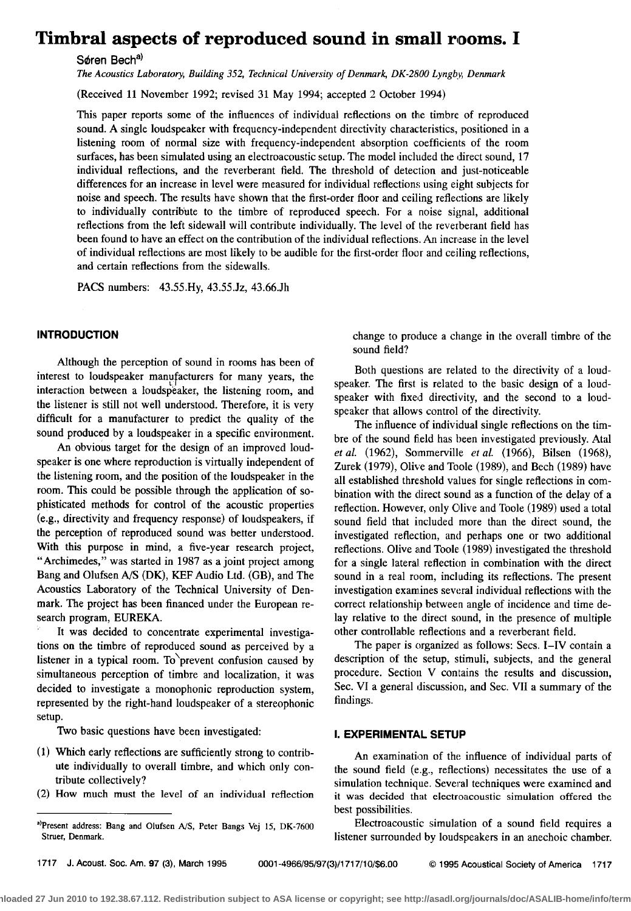# Timbral aspects of reproduced sound in small rooms. I

Søren Bech[a]

*The Acoustics Laboratory, Building 352, Technical University of Denmark, DK-2800 Lyngby, Denmark*

(Received 11 November 1992; revised 31 May 1994; accepted 2 October 1994)

This paper reports some of the influences of individual reflections on the timbre of reproduced sound. A single loudspeaker with frequency-independent directivity characteristics, positioned in a listening room of normal size with frequency-independent absorption coefficients of the room surfaces, has been simulated using an electroacoustic setup. The model included the direct sound, 17 individual reflections, and the reverberant field. The threshold of detection and just-noticeable differences for an increase in level were measured for individual reflections using eight subjects for noise and speech. The results have shown that the first-order floor and ceiling reflections are likely to individually contribute to the timbre of reproduced speech. For a noise signal, additional reflections from the left sidewall will contribute individually. The level of the reverberant field has been found to have an effect on the contribution of the individual reflections. An increase in the level of individual reflections are most likely to be audible for the first-order floor and ceiling reflections, and certain reflections from the sidewalls.

PACS numbers: 43.55.Hy, 43.55.Jz, 43.66.Jh

## INTRODUCTION

Although the perception of sound in rooms has been of interest to loudspeaker manufacturers for many years, the interaction between a loudspeaker, the listening room, and the listener is still not well understood. Therefore, it is very difficult for a manufacturer to predict the quality of the sound produced by a loudspeaker in a specific environment.

An obvious target for the design of an improved loudspeaker is one where reproduction is virtually independent of the listening room, and the position of the loudspeaker in the room. This could be possible through the application of sophisticated methods for control of the acoustic properties (e.g., directivity and frequency response) of loudspeakers, if the perception of reproduced sound was better understood. With this purpose in mind, a five-year research project, "Archimedes," was started in 1987 as a joint project among Bang and Olufsen A/S (DK), KEF Audio Ltd. (GB), and The Acoustics Laboratory of the Technical University of Denmark. The project has been financed under the European research program, EUREKA.

It was decided to concentrate experimental investigations on the timbre of reproduced sound as perceived by a listener in a typical room. To prevent confusion caused by simultaneous perception of timbre and localization, it was decided to investigate a monophonic reproduction system, represented by the right-hand loudspeaker of a stereophonic setup.

Two basic questions have been investigated:

(1) Which early reflections are sufficiently strong to contribute individually to overall timbre, and which only contribute collectively?
(2) How much must the level of an individual reflection change to produce a change in the overall timbre of the sound field?

Both questions are related to the directivity of a loudspeaker. The first is related to the basic design of a loudspeaker with fixed directivity, and the second to a loudspeaker that allows control of the directivity.

The influence of individual single reflections on the timbre of the sound field has been investigated previously. Atal *et al.* (1962), Sommerville *et al.* (1966), Bilsen (1968), Zurek (1979), Olive and Toole (1989), and Bech (1989) have all established threshold values for single reflections in combination with the direct sound as a function of the delay of a reflection. However, only Olive and Toole (1989) used a total sound field that included more than the direct sound, the investigated reflection, and perhaps one or two additional reflections. Olive and Toole (1989) investigated the threshold for a single lateral reflection in combination with the direct sound in a real room, including its reflections. The present investigation examines several individual reflections with the correct relationship between angle of incidence and time delay relative to the direct sound, in the presence of multiple other controllable reflections and a reverberant field.

The paper is organized as follows: Secs. I–IV contain a description of the setup, stimuli, subjects, and the general procedure. Section V contains the results and discussion, Sec. VI a general discussion, and Sec. VII a summary of the findings.

## I. EXPERIMENTAL SETUP

An examination of the influence of individual parts of the sound field (e.g., reflections) necessitates the use of a simulation technique. Several techniques were examined and it was decided that electroacoustic simulation offered the best possibilities.

Electroacoustic simulation of a sound field requires a listener surrounded by loudspeakers in an anechoic chamber.

[a]Present address: Bang and Olufsen A/S, Peter Bangs Vej 15, DK-7600 Struer, Denmark.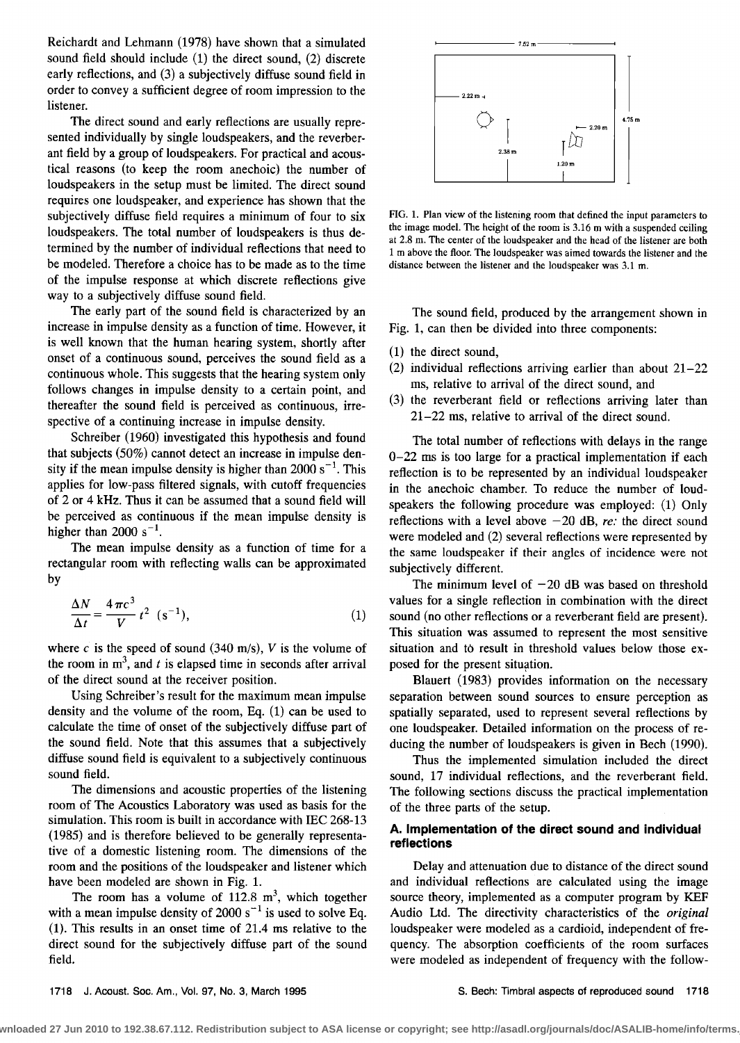Reichardt and Lehmann (1978) have shown that a simulated sound field should include (1) the direct sound, (2) discrete early reflections, and (3) a subjectively diffuse sound field in order to convey a sufficient degree of room impression to the listener.

The direct sound and early reflections are usually represented individually by single loudspeakers, and the reverberant field by a group of loudspeakers. For practical and acoustical reasons (to keep the room anechoic) the number of loudspeakers in the setup must be limited. The direct sound requires one loudspeaker, and experience has shown that the subjectively diffuse field requires a minimum of four to six loudspeakers. The total number of loudspeakers is thus determined by the number of individual reflections that need to be modeled. Therefore a choice has to be made as to the time of the impulse response at which discrete reflections give way to a subjectively diffuse sound field.

The early part of the sound field is characterized by an increase in impulse density as a function of time. However, it is well known that the human hearing system, shortly after onset of a continuous sound, perceives the sound field as a continuous whole. This suggests that the hearing system only follows changes in impulse density to a certain point, and thereafter the sound field is perceived as continuous, irrespective of a continuing increase in impulse density.

Schreiber (1960) investigated this hypothesis and found that subjects (50%) cannot detect an increase in impulse density if the mean impulse density is higher than $2000\ \mathrm{s}^{-1}$. This applies for low-pass filtered signals, with cutoff frequencies of 2 or 4 kHz. Thus it can be assumed that a sound field will be perceived as continuous if the mean impulse density is higher than $2000\ \mathrm{s}^{-1}$.

The mean impulse density as a function of time for a rectangular room with reflecting walls can be approximated by

$$\frac{\Delta N}{\Delta t} = \frac{4\pi c^3}{V}\, t^2 \quad (\mathrm{s}^{-1}), \tag{1}$$

where $c$ is the speed of sound (340 m/s), $V$ is the volume of the room in $\mathrm{m}^3$, and $t$ is elapsed time in seconds after arrival of the direct sound at the receiver position.

Using Schreiber's result for the maximum mean impulse density and the volume of the room, Eq. (1) can be used to calculate the time of onset of the subjectively diffuse part of the sound field. Note that this assumes that a subjectively diffuse sound field is equivalent to a subjectively continuous sound field.

The dimensions and acoustic properties of the listening room of The Acoustics Laboratory was used as basis for the simulation. This room is built in accordance with IEC 268-13 (1985) and is therefore believed to be generally representative of a domestic listening room. The dimensions of the room and the positions of the loudspeaker and listener which have been modeled are shown in Fig. 1.

The room has a volume of $112.8\ \mathrm{m}^3$, which together with a mean impulse density of $2000\ \mathrm{s}^{-1}$ is used to solve Eq. (1). This results in an onset time of 21.4 ms relative to the direct sound for the subjectively diffuse part of the sound field.

7.52 m
2.22 m
2.20 m
4.75 m
2.38 m
1.20 m

FIG. 1. Plan view of the listening room that defined the input parameters to the image model. The height of the room is 3.16 m with a suspended ceiling at 2.8 m. The center of the loudspeaker and the head of the listener are both 1 m above the floor. The loudspeaker was aimed towards the listener and the distance between the listener and the loudspeaker was 3.1 m.

The sound field, produced by the arrangement shown in Fig. 1, can then be divided into three components:

(1) the direct sound,
(2) individual reflections arriving earlier than about 21–22 ms, relative to arrival of the direct sound, and
(3) the reverberant field or reflections arriving later than 21–22 ms, relative to arrival of the direct sound.

The total number of reflections with delays in the range 0–22 ms is too large for a practical implementation if each reflection is to be represented by an individual loudspeaker in the anechoic chamber. To reduce the number of loudspeakers the following procedure was employed: (1) Only reflections with a level above −20 dB, *re:* the direct sound were modeled and (2) several reflections were represented by the same loudspeaker if their angles of incidence were not subjectively different.

The minimum level of −20 dB was based on threshold values for a single reflection in combination with the direct sound (no other reflections or a reverberant field are present). This situation was assumed to represent the most sensitive situation and to result in threshold values below those exposed for the present situation.

Blauert (1983) provides information on the necessary separation between sound sources to ensure perception as spatially separated, used to represent several reflections by one loudspeaker. Detailed information on the process of reducing the number of loudspeakers is given in Bech (1990).

Thus the implemented simulation included the direct sound, 17 individual reflections, and the reverberant field. The following sections discuss the practical implementation of the three parts of the setup.

### A. Implementation of the direct sound and individual reflections

Delay and attenuation due to distance of the direct sound and individual reflections are calculated using the image source theory, implemented as a computer program by KEF Audio Ltd. The directivity characteristics of the *original* loudspeaker were modeled as a cardioid, independent of frequency. The absorption coefficients of the room surfaces were modeled as independent of frequency with the follow-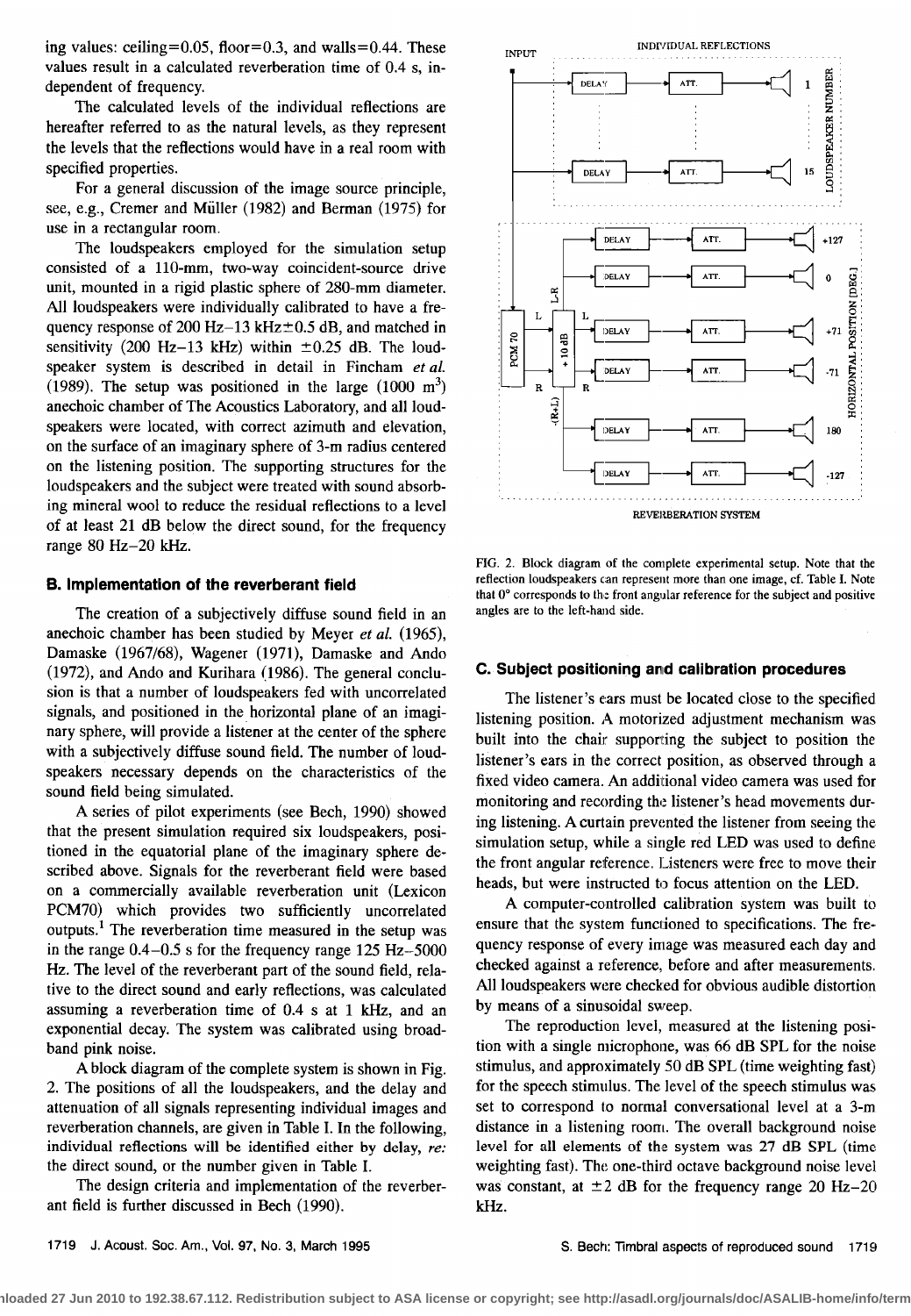ing values: ceiling=0.05, floor=0.3, and walls=0.44. These values result in a calculated reverberation time of 0.4 s, independent of frequency.

The calculated levels of the individual reflections are hereafter referred to as the natural levels, as they represent the levels that the reflections would have in a real room with specified properties.

For a general discussion of the image source principle, see, e.g., Cremer and Müller (1982) and Berman (1975) for use in a rectangular room.

The loudspeakers employed for the simulation setup consisted of a 110-mm, two-way coincident-source drive unit, mounted in a rigid plastic sphere of 280-mm diameter. All loudspeakers were individually calibrated to have a frequency response of 200 Hz–13 kHz±0.5 dB, and matched in sensitivity (200 Hz–13 kHz) within ±0.25 dB. The loudspeaker system is described in detail in Fincham *et al.* (1989). The setup was positioned in the large (1000 $m^3$) anechoic chamber of The Acoustics Laboratory, and all loudspeakers were located, with correct azimuth and elevation, on the surface of an imaginary sphere of 3-m radius centered on the listening position. The supporting structures for the loudspeakers and the subject were treated with sound absorbing mineral wool to reduce the residual reflections to a level of at least 21 dB below the direct sound, for the frequency range 80 Hz–20 kHz.

### B. Implementation of the reverberant field

The creation of a subjectively diffuse sound field in an anechoic chamber has been studied by Meyer *et al.* (1965), Damaske (1967/68), Wagener (1971), Damaske and Ando (1972), and Ando and Kurihara (1986). The general conclusion is that a number of loudspeakers fed with uncorrelated signals, and positioned in the horizontal plane of an imaginary sphere, will provide a listener at the center of the sphere with a subjectively diffuse sound field. The number of loudspeakers necessary depends on the characteristics of the sound field being simulated.

A series of pilot experiments (see Bech, 1990) showed that the present simulation required six loudspeakers, positioned in the equatorial plane of the imaginary sphere described above. Signals for the reverberant field were based on a commercially available reverberation unit (Lexicon PCM70) which provides two sufficiently uncorrelated outputs.[1] The reverberation time measured in the setup was in the range 0.4–0.5 s for the frequency range 125 Hz–5000 Hz. The level of the reverberant part of the sound field, relative to the direct sound and early reflections, was calculated assuming a reverberation time of 0.4 s at 1 kHz, and an exponential decay. The system was calibrated using broadband pink noise.

A block diagram of the complete system is shown in Fig. 2. The positions of all the loudspeakers, and the delay and attenuation of all signals representing individual images and reverberation channels, are given in Table I. In the following, individual reflections will be identified either by delay, *re:* the direct sound, or the number given in Table I.

The design criteria and implementation of the reverberant field is further discussed in Bech (1990).

INPUT

INDIVIDUAL REFLECTIONS

DELAY

ATT.

1

15

LOUDSPEAKER NUMBER

PCM 70

L

R

L-R

+10 dB

-(R+L)

+127

0

+71

-71

180

-127

HORIZONTAL POSITION [DEG.]

REVERBERATION SYSTEM

FIG. 2. Block diagram of the complete experimental setup. Note that the reflection loudspeakers can represent more than one image, cf. Table I. Note that 0° corresponds to the front angular reference for the subject and positive angles are to the left-hand side.

### C. Subject positioning and calibration procedures

The listener's ears must be located close to the specified listening position. A motorized adjustment mechanism was built into the chair supporting the subject to position the listener's ears in the correct position, as observed through a fixed video camera. An additional video camera was used for monitoring and recording the listener's head movements during listening. A curtain prevented the listener from seeing the simulation setup, while a single red LED was used to define the front angular reference. Listeners were free to move their heads, but were instructed to focus attention on the LED.

A computer-controlled calibration system was built to ensure that the system functioned to specifications. The frequency response of every image was measured each day and checked against a reference, before and after measurements. All loudspeakers were checked for obvious audible distortion by means of a sinusoidal sweep.

The reproduction level, measured at the listening position with a single microphone, was 66 dB SPL for the noise stimulus, and approximately 50 dB SPL (time weighting fast) for the speech stimulus. The level of the speech stimulus was set to correspond to normal conversational level at a 3-m distance in a listening room. The overall background noise level for all elements of the system was 27 dB SPL (time weighting fast). The one-third octave background noise level was constant, at ±2 dB for the frequency range 20 Hz–20 kHz.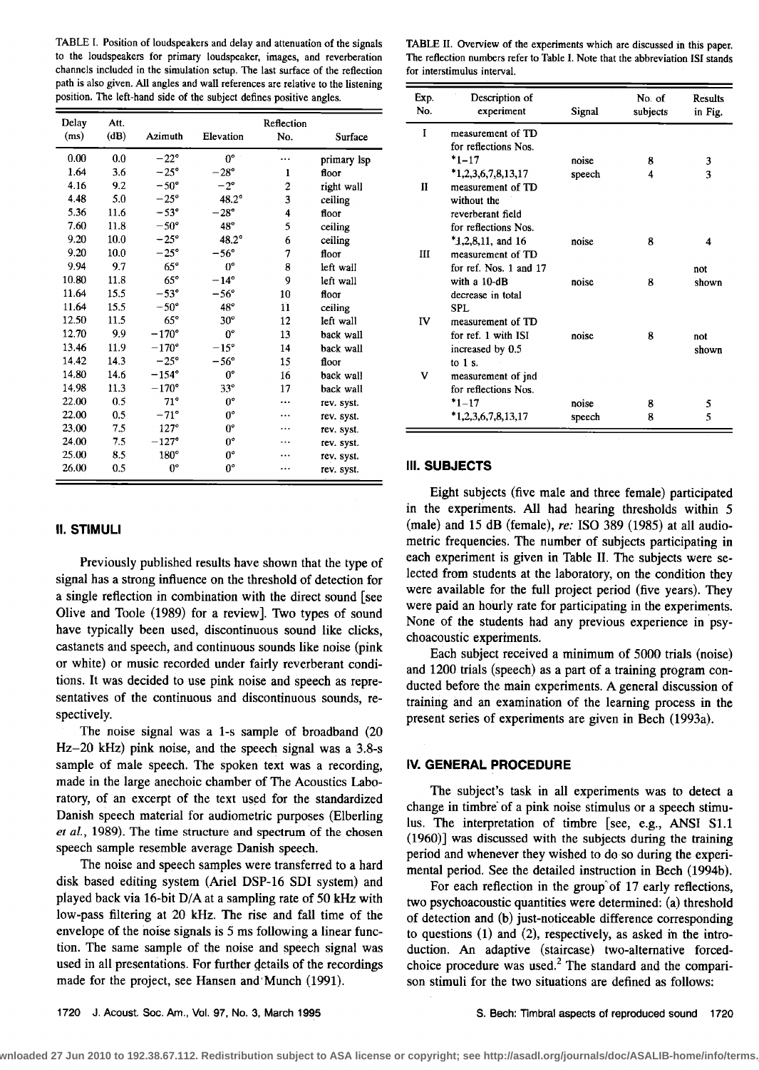TABLE I. Position of loudspeakers and delay and attenuation of the signals to the loudspeakers for primary loudspeaker, images, and reverberation channels included in the simulation setup. The last surface of the reflection path is also given. All angles and wall references are relative to the listening position. The left-hand side of the subject defines positive angles.

| Delay (ms) | Att. (dB) | Azimuth | Elevation | Reflection No. | Surface |
|---|---|---|---|---|---|
| 0.00 | 0.0 | −22° | 0° | ··· | primary lsp |
| 1.64 | 3.6 | −25° | −28° | 1 | floor |
| 4.16 | 9.2 | −50° | −2° | 2 | right wall |
| 4.48 | 5.0 | −25° | 48.2° | 3 | ceiling |
| 5.36 | 11.6 | −53° | −28° | 4 | floor |
| 7.60 | 11.8 | −50° | 48° | 5 | ceiling |
| 9.20 | 10.0 | −25° | 48.2° | 6 | ceiling |
| 9.20 | 10.0 | −25° | −56° | 7 | floor |
| 9.94 | 9.7 | 65° | 0° | 8 | left wall |
| 10.80 | 11.8 | 65° | −14° | 9 | left wall |
| 11.64 | 15.5 | −53° | −56° | 10 | floor |
| 11.64 | 15.5 | −50° | 48° | 11 | ceiling |
| 12.50 | 11.5 | 65° | 30° | 12 | left wall |
| 12.70 | 9.9 | −170° | 0° | 13 | back wall |
| 13.46 | 11.9 | −170° | −15° | 14 | back wall |
| 14.42 | 14.3 | −25° | −56° | 15 | floor |
| 14.80 | 14.6 | −154° | 0° | 16 | back wall |
| 14.98 | 11.3 | −170° | 33° | 17 | back wall |
| 22.00 | 0.5 | 71° | 0° | ··· | rev. syst. |
| 22.00 | 0.5 | −71° | 0° | ··· | rev. syst. |
| 23.00 | 7.5 | 127° | 0° | ··· | rev. syst. |
| 24.00 | 7.5 | −127° | 0° | ··· | rev. syst. |
| 25.00 | 8.5 | 180° | 0° | ··· | rev. syst. |
| 26.00 | 0.5 | 0° | 0° | ··· | rev. syst. |

## II. STIMULI

Previously published results have shown that the type of signal has a strong influence on the threshold of detection for a single reflection in combination with the direct sound [see Olive and Toole (1989) for a review]. Two types of sound have typically been used, discontinuous sound like clicks, castanets and speech, and continuous sounds like noise (pink or white) or music recorded under fairly reverberant conditions. It was decided to use pink noise and speech as representatives of the continuous and discontinuous sounds, respectively.

The noise signal was a 1-s sample of broadband (20 Hz–20 kHz) pink noise, and the speech signal was a 3.8-s sample of male speech. The spoken text was a recording, made in the large anechoic chamber of The Acoustics Laboratory, of an excerpt of the text used for the standardized Danish speech material for audiometric purposes (Elberling *et al.*, 1989). The time structure and spectrum of the chosen speech sample resemble average Danish speech.

The noise and speech samples were transferred to a hard disk based editing system (Ariel DSP-16 SDI system) and played back via 16-bit D/A at a sampling rate of 50 kHz with low-pass filtering at 20 kHz. The rise and fall time of the envelope of the noise signals is 5 ms following a linear function. The same sample of the noise and speech signal was used in all presentations. For further details of the recordings made for the project, see Hansen and Munch (1991).

TABLE II. Overview of the experiments which are discussed in this paper. The reflection numbers refer to Table I. Note that the abbreviation ISI stands for interstimulus interval.

| Exp. No. | Description of experiment | Signal | No. of subjects | Results in Fig. |
|---|---|---|---|---|
| I | measurement of TD for reflections Nos. | | | |
| | *1–17 | noise | 8 | 3 |
| | *1,2,3,6,7,8,13,17 | speech | 4 | 3 |
| II | measurement of TD without the reverberant field for reflections Nos. | | | |
| | *1,2,8,11, and 16 | noise | 8 | 4 |
| III | measurement of TD for ref. Nos. 1 and 17 with a 10-dB decrease in total SPL | noise | 8 | not shown |
| IV | measurement of TD for ref. 1 with ISI increased by 0.5 to 1 s. | noise | 8 | not shown |
| V | measurement of jnd for reflections Nos. | | | |
| | *1–17 | noise | 8 | 5 |
| | *1,2,3,6,7,8,13,17 | speech | 8 | 5 |

## III. SUBJECTS

Eight subjects (five male and three female) participated in the experiments. All had hearing thresholds within 5 (male) and 15 dB (female), *re:* ISO 389 (1985) at all audiometric frequencies. The number of subjects participating in each experiment is given in Table II. The subjects were selected from students at the laboratory, on the condition they were available for the full project period (five years). They were paid an hourly rate for participating in the experiments. None of the students had any previous experience in psychoacoustic experiments.

Each subject received a minimum of 5000 trials (noise) and 1200 trials (speech) as a part of a training program conducted before the main experiments. A general discussion of training and an examination of the learning process in the present series of experiments are given in Bech (1993a).

## IV. GENERAL PROCEDURE

The subject's task in all experiments was to detect a change in timbre of a pink noise stimulus or a speech stimulus. The interpretation of timbre [see, e.g., ANSI S1.1 (1960)] was discussed with the subjects during the training period and whenever they wished to do so during the experimental period. See the detailed instruction in Bech (1994b).

For each reflection in the group of 17 early reflections, two psychoacoustic quantities were determined: (a) threshold of detection and (b) just-noticeable difference corresponding to questions (1) and (2), respectively, as asked in the introduction. An adaptive (staircase) two-alternative forced-choice procedure was used.[2] The standard and the comparison stimuli for the two situations are defined as follows: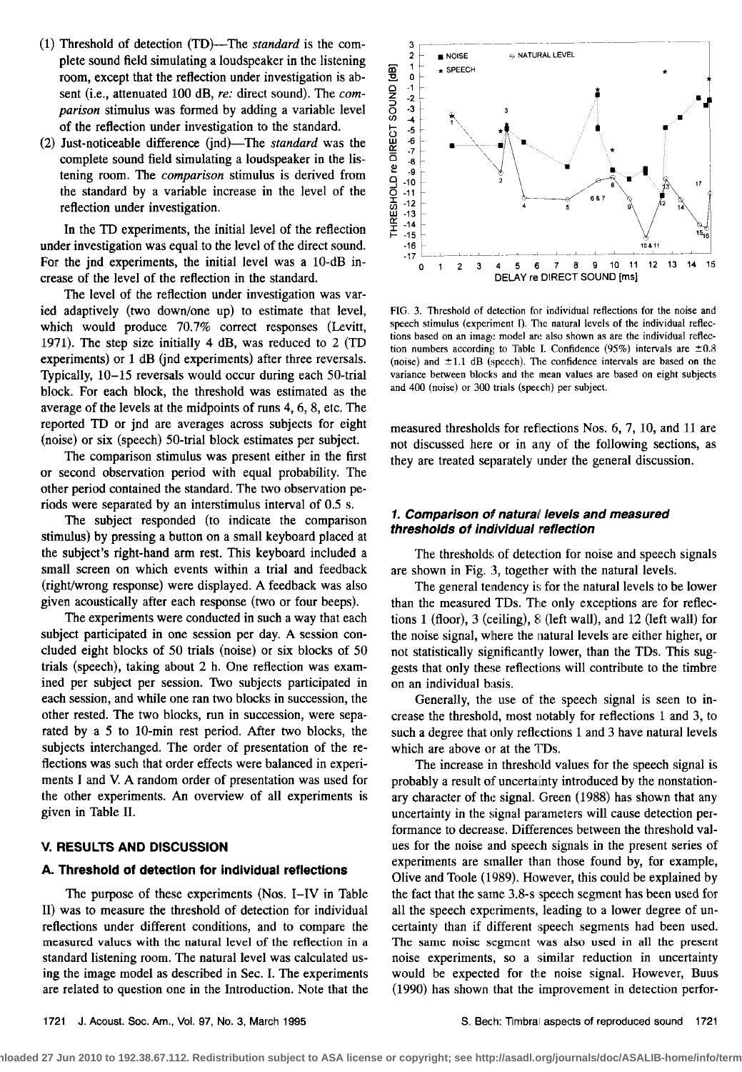(1) Threshold of detection (TD)—The *standard* is the complete sound field simulating a loudspeaker in the listening room, except that the reflection under investigation is absent (i.e., attenuated 100 dB, *re:* direct sound). The *comparison* stimulus was formed by adding a variable level of the reflection under investigation to the standard.

(2) Just-noticeable difference (jnd)—The *standard* was the complete sound field simulating a loudspeaker in the listening room. The *comparison* stimulus is derived from the standard by a variable increase in the level of the reflection under investigation.

In the TD experiments, the initial level of the reflection under investigation was equal to the level of the direct sound. For the jnd experiments, the initial level was a 10-dB increase of the level of the reflection in the standard.

The level of the reflection under investigation was varied adaptively (two down/one up) to estimate that level, which would produce 70.7% correct responses (Levitt, 1971). The step size initially 4 dB, was reduced to 2 (TD experiments) or 1 dB (jnd experiments) after three reversals. Typically, 10–15 reversals would occur during each 50-trial block. For each block, the threshold was estimated as the average of the levels at the midpoints of runs 4, 6, 8, etc. The reported TD or jnd are averages across subjects for eight (noise) or six (speech) 50-trial block estimates per subject.

The comparison stimulus was present either in the first or second observation period with equal probability. The other period contained the standard. The two observation periods were separated by an interstimulus interval of 0.5 s.

The subject responded (to indicate the comparison stimulus) by pressing a button on a small keyboard placed at the subject's right-hand arm rest. This keyboard included a small screen on which events within a trial and feedback (right/wrong response) were displayed. A feedback was also given acoustically after each response (two or four beeps).

The experiments were conducted in such a way that each subject participated in one session per day. A session concluded eight blocks of 50 trials (noise) or six blocks of 50 trials (speech), taking about 2 h. One reflection was examined per subject per session. Two subjects participated in each session, and while one ran two blocks in succession, the other rested. The two blocks, run in succession, were separated by a 5 to 10-min rest period. After two blocks, the subjects interchanged. The order of presentation of the reflections was such that order effects were balanced in experiments I and V. A random order of presentation was used for the other experiments. An overview of all experiments is given in Table II.

## V. RESULTS AND DISCUSSION

### A. Threshold of detection for individual reflections

The purpose of these experiments (Nos. I–IV in Table II) was to measure the threshold of detection for individual reflections under different conditions, and to compare the measured values with the natural level of the reflection in a standard listening room. The natural level was calculated using the image model as described in Sec. I. The experiments are related to question one in the Introduction. Note that the

THRESHOLD re DIRECT SOUND [dB]
DELAY re DIRECT SOUND [ms]
NOISE
SPEECH
NATURAL LEVEL

FIG. 3. Threshold of detection for individual reflections for the noise and speech stimulus (experiment I). The natural levels of the individual reflections based on an image model are also shown as are the individual reflection numbers according to Table I. Confidence (95%) intervals are ±0.8 (noise) and ±1.1 dB (speech). The confidence intervals are based on the variance between blocks and the mean values are based on eight subjects and 400 (noise) or 300 trials (speech) per subject.

measured thresholds for reflections Nos. 6, 7, 10, and 11 are not discussed here or in any of the following sections, as they are treated separately under the general discussion.

#### 1. Comparison of natural levels and measured thresholds of individual reflection

The thresholds of detection for noise and speech signals are shown in Fig. 3, together with the natural levels.

The general tendency is for the natural levels to be lower than the measured TDs. The only exceptions are for reflections 1 (floor), 3 (ceiling), 8 (left wall), and 12 (left wall) for the noise signal, where the natural levels are either higher, or not statistically significantly lower, than the TDs. This suggests that only these reflections will contribute to the timbre on an individual basis.

Generally, the use of the speech signal is seen to increase the threshold, most notably for reflections 1 and 3, to such a degree that only reflections 1 and 3 have natural levels which are above or at the TDs.

The increase in threshold values for the speech signal is probably a result of uncertainty introduced by the nonstationary character of the signal. Green (1988) has shown that any uncertainty in the signal parameters will cause detection performance to decrease. Differences between the threshold values for the noise and speech signals in the present series of experiments are smaller than those found by, for example, Olive and Toole (1989). However, this could be explained by the fact that the same 3.8-s speech segment has been used for all the speech experiments, leading to a lower degree of uncertainty than if different speech segments had been used. The same noise segment was also used in all the present noise experiments, so a similar reduction in uncertainty would be expected for the noise signal. However, Buus (1990) has shown that the improvement in detection perfor-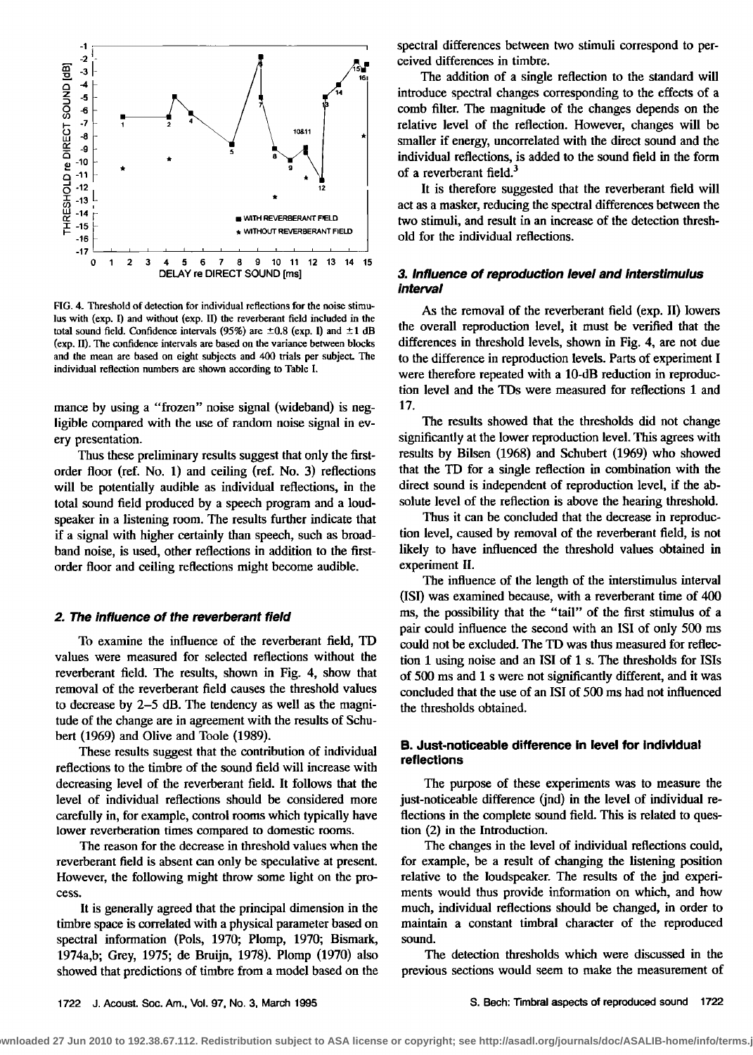FIG. 4. Threshold of detection for individual reflections for the noise stimulus with (exp. I) and without (exp. II) the reverberant field included in the total sound field. Confidence intervals (95%) are ±0.8 (exp. I) and ±1 dB (exp. II). The confidence intervals are based on the variance between blocks and the mean are based on eight subjects and 400 trials per subject. The individual reflection numbers are shown according to Table I.

mance by using a "frozen" noise signal (wideband) is negligible compared with the use of random noise signal in every presentation.

Thus these preliminary results suggest that only the first-order floor (ref. No. 1) and ceiling (ref. No. 3) reflections will be potentially audible as individual reflections, in the total sound field produced by a speech program and a loudspeaker in a listening room. The results further indicate that if a signal with higher certainty than speech, such as broadband noise, is used, other reflections in addition to the first-order floor and ceiling reflections might become audible.

### 2. The influence of the reverberant field

To examine the influence of the reverberant field, TD values were measured for selected reflections without the reverberant field. The results, shown in Fig. 4, show that removal of the reverberant field causes the threshold values to decrease by 2–5 dB. The tendency as well as the magnitude of the change are in agreement with the results of Schubert (1969) and Olive and Toole (1989).

These results suggest that the contribution of individual reflections to the timbre of the sound field will increase with decreasing level of the reverberant field. It follows that the level of individual reflections should be considered more carefully in, for example, control rooms which typically have lower reverberation times compared to domestic rooms.

The reason for the decrease in threshold values when the reverberant field is absent can only be speculative at present. However, the following might throw some light on the process.

It is generally agreed that the principal dimension in the timbre space is correlated with a physical parameter based on spectral information (Pols, 1970; Plomp, 1970; Bismark, 1974a,b; Grey, 1975; de Bruijn, 1978). Plomp (1970) also showed that predictions of timbre from a model based on the spectral differences between two stimuli correspond to perceived differences in timbre.

The addition of a single reflection to the standard will introduce spectral changes corresponding to the effects of a comb filter. The magnitude of the changes depends on the relative level of the reflection. However, changes will be smaller if energy, uncorrelated with the direct sound and the individual reflections, is added to the sound field in the form of a reverberant field.[3]

It is therefore suggested that the reverberant field will act as a masker, reducing the spectral differences between the two stimuli, and result in an increase of the detection threshold for the individual reflections.

### 3. Influence of reproduction level and interstimulus interval

As the removal of the reverberant field (exp. II) lowers the overall reproduction level, it must be verified that the differences in threshold levels, shown in Fig. 4, are not due to the difference in reproduction levels. Parts of experiment I were therefore repeated with a 10-dB reduction in reproduction level and the TDs were measured for reflections 1 and 17.

The results showed that the thresholds did not change significantly at the lower reproduction level. This agrees with results by Bilsen (1968) and Schubert (1969) who showed that the TD for a single reflection in combination with the direct sound is independent of reproduction level, if the absolute level of the reflection is above the hearing threshold.

Thus it can be concluded that the decrease in reproduction level, caused by removal of the reverberant field, is not likely to have influenced the threshold values obtained in experiment II.

The influence of the length of the interstimulus interval (ISI) was examined because, with a reverberant time of 400 ms, the possibility that the "tail" of the first stimulus of a pair could influence the second with an ISI of only 500 ms could not be excluded. The TD was thus measured for reflection 1 using noise and an ISI of 1 s. The thresholds for ISIs of 500 ms and 1 s were not significantly different, and it was concluded that the use of an ISI of 500 ms had not influenced the thresholds obtained.

## B. Just-noticeable difference in level for individual reflections

The purpose of these experiments was to measure the just-noticeable difference (jnd) in the level of individual reflections in the complete sound field. This is related to question (2) in the Introduction.

The changes in the level of individual reflections could, for example, be a result of changing the listening position relative to the loudspeaker. The results of the jnd experiments would thus provide information on which, and how much, individual reflections should be changed, in order to maintain a constant timbral character of the reproduced sound.

The detection thresholds which were discussed in the previous sections would seem to make the measurement of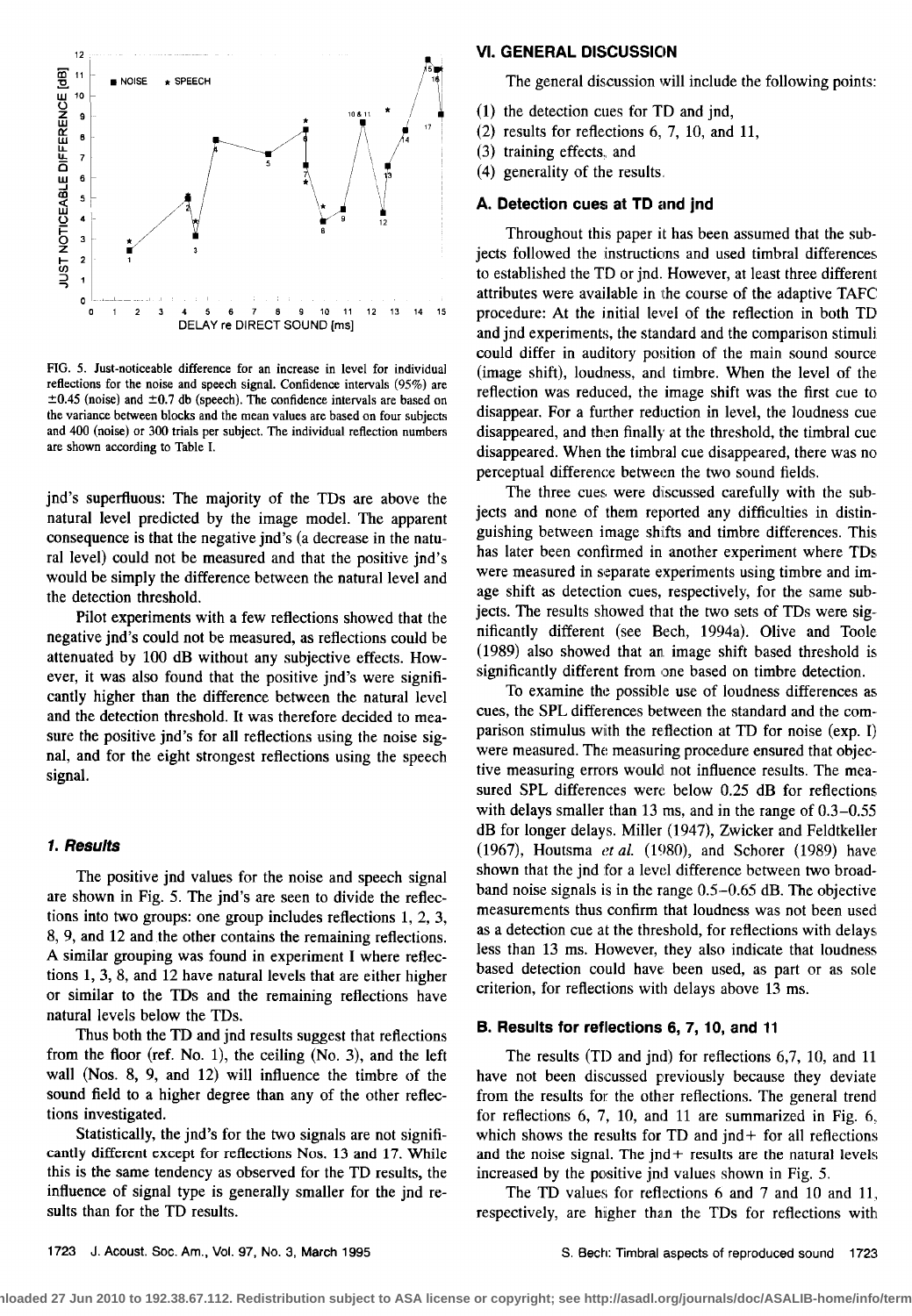12
11
10
9
8
7
6
5
4
3
2
1
0

JUST NOTICEABLE DIFFERENCE [dB]

■ NOISE ★ SPEECH

0 1 2 3 4 5 6 7 8 9 10 11 12 13 14 15

DELAY re DIRECT SOUND [ms]

1 2 3 4 5 6 7 8 9 10 & 11 12 13 14 15 16 17

FIG. 5. Just-noticeable difference for an increase in level for individual reflections for the noise and speech signal. Confidence intervals (95%) are ±0.45 (noise) and ±0.7 db (speech). The confidence intervals are based on the variance between blocks and the mean values are based on four subjects and 400 (noise) or 300 trials per subject. The individual reflection numbers are shown according to Table I.

jnd's superfluous: The majority of the TDs are above the natural level predicted by the image model. The apparent consequence is that the negative jnd's (a decrease in the natural level) could not be measured and that the positive jnd's would be simply the difference between the natural level and the detection threshold.

Pilot experiments with a few reflections showed that the negative jnd's could not be measured, as reflections could be attenuated by 100 dB without any subjective effects. However, it was also found that the positive jnd's were significantly higher than the difference between the natural level and the detection threshold. It was therefore decided to measure the positive jnd's for all reflections using the noise signal, and for the eight strongest reflections using the speech signal.

#### *1. Results*

The positive jnd values for the noise and speech signal are shown in Fig. 5. The jnd's are seen to divide the reflections into two groups: one group includes reflections 1, 2, 3, 8, 9, and 12 and the other contains the remaining reflections. A similar grouping was found in experiment I where reflections 1, 3, 8, and 12 have natural levels that are either higher or similar to the TDs and the remaining reflections have natural levels below the TDs.

Thus both the TD and jnd results suggest that reflections from the floor (ref. No. 1), the ceiling (No. 3), and the left wall (Nos. 8, 9, and 12) will influence the timbre of the sound field to a higher degree than any of the other reflections investigated.

Statistically, the jnd's for the two signals are not significantly different except for reflections Nos. 13 and 17. While this is the same tendency as observed for the TD results, the influence of signal type is generally smaller for the jnd results than for the TD results.

## VI. GENERAL DISCUSSION

The general discussion will include the following points:

(1) the detection cues for TD and jnd,
(2) results for reflections 6, 7, 10, and 11,
(3) training effects, and
(4) generality of the results.

### A. Detection cues at TD and jnd

Throughout this paper it has been assumed that the subjects followed the instructions and used timbral differences to established the TD or jnd. However, at least three different attributes were available in the course of the adaptive TAFC procedure: At the initial level of the reflection in both TD and jnd experiments, the standard and the comparison stimuli could differ in auditory position of the main sound source (image shift), loudness, and timbre. When the level of the reflection was reduced, the image shift was the first cue to disappear. For a further reduction in level, the loudness cue disappeared, and then finally at the threshold, the timbral cue disappeared. When the timbral cue disappeared, there was no perceptual difference between the two sound fields.

The three cues were discussed carefully with the subjects and none of them reported any difficulties in distinguishing between image shifts and timbre differences. This has later been confirmed in another experiment where TDs were measured in separate experiments using timbre and image shift as detection cues, respectively, for the same subjects. The results showed that the two sets of TDs were significantly different (see Bech, 1994a). Olive and Toole (1989) also showed that an image shift based threshold is significantly different from one based on timbre detection.

To examine the possible use of loudness differences as cues, the SPL differences between the standard and the comparison stimulus with the reflection at TD for noise (exp. I) were measured. The measuring procedure ensured that objective measuring errors would not influence results. The measured SPL differences were below 0.25 dB for reflections with delays smaller than 13 ms, and in the range of 0.3–0.55 dB for longer delays. Miller (1947), Zwicker and Feldtkeller (1967), Houtsma *et al.* (1980), and Schorer (1989) have shown that the jnd for a level difference between two broadband noise signals is in the range 0.5–0.65 dB. The objective measurements thus confirm that loudness was not been used as a detection cue at the threshold, for reflections with delays less than 13 ms. However, they also indicate that loudness based detection could have been used, as part or as sole criterion, for reflections with delays above 13 ms.

### B. Results for reflections 6, 7, 10, and 11

The results (TD and jnd) for reflections 6,7, 10, and 11 have not been discussed previously because they deviate from the results for the other reflections. The general trend for reflections 6, 7, 10, and 11 are summarized in Fig. 6, which shows the results for TD and jnd+ for all reflections and the noise signal. The jnd+ results are the natural levels increased by the positive jnd values shown in Fig. 5.

The TD values for reflections 6 and 7 and 10 and 11, respectively, are higher than the TDs for reflections with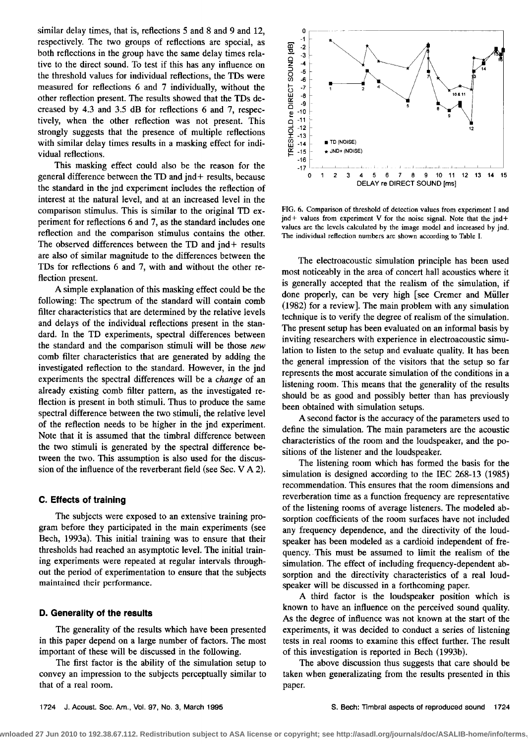similar delay times, that is, reflections 5 and 8 and 9 and 12, respectively. The two groups of reflections are special, as both reflections in the group have the same delay times relative to the direct sound. To test if this has any influence on the threshold values for individual reflections, the TDs were measured for reflections 6 and 7 individually, without the other reflection present. The results showed that the TDs decreased by 4.3 and 3.5 dB for reflections 6 and 7, respectively, when the other reflection was not present. This strongly suggests that the presence of multiple reflections with similar delay times results in a masking effect for individual reflections.

This masking effect could also be the reason for the general difference between the TD and jnd+ results, because the standard in the jnd experiment includes the reflection of interest at the natural level, and at an increased level in the comparison stimulus. This is similar to the original TD experiment for reflections 6 and 7, as the standard includes one reflection and the comparison stimulus contains the other. The observed differences between the TD and jnd+ results are also of similar magnitude to the differences between the TDs for reflections 6 and 7, with and without the other reflection present.

A simple explanation of this masking effect could be the following: The spectrum of the standard will contain comb filter characteristics that are determined by the relative levels and delays of the individual reflections present in the standard. In the TD experiments, spectral differences between the standard and the comparison stimuli will be those *new* comb filter characteristics that are generated by adding the investigated reflection to the standard. However, in the jnd experiments the spectral differences will be a *change* of an already existing comb filter pattern, as the investigated reflection is present in both stimuli. Thus to produce the same spectral difference between the two stimuli, the relative level of the reflection needs to be higher in the jnd experiment. Note that it is assumed that the timbral difference between the two stimuli is generated by the spectral difference between the two. This assumption is also used for the discussion of the influence of the reverberant field (see Sec. V A 2).

### C. Effects of training

The subjects were exposed to an extensive training program before they participated in the main experiments (see Bech, 1993a). This initial training was to ensure that their thresholds had reached an asymptotic level. The initial training experiments were repeated at regular intervals throughout the period of experimentation to ensure that the subjects maintained their performance.

### D. Generality of the results

The generality of the results which have been presented in this paper depend on a large number of factors. The most important of these will be discussed in the following.

The first factor is the ability of the simulation setup to convey an impression to the subjects perceptually similar to that of a real room.

TRESHOLD re DIRECT SOUND [dB]
DELAY re DIRECT SOUND [ms]
■ TD (NOISE)
★ JND+ (NOISE)

FIG. 6. Comparison of threshold of detection values from experiment I and jnd+ values from experiment V for the noise signal. Note that the jnd+ values are the levels calculated by the image model and increased by jnd. The individual reflection numbers are shown according to Table I.

The electroacoustic simulation principle has been used most noticeably in the area of concert hall acoustics where it is generally accepted that the realism of the simulation, if done properly, can be very high [see Cremer and Müller (1982) for a review]. The main problem with any simulation technique is to verify the degree of realism of the simulation. The present setup has been evaluated on an informal basis by inviting researchers with experience in electroacoustic simulation to listen to the setup and evaluate quality. It has been the general impression of the visitors that the setup so far represents the most accurate simulation of the conditions in a listening room. This means that the generality of the results should be as good and possibly better than has previously been obtained with simulation setups.

A second factor is the accuracy of the parameters used to define the simulation. The main parameters are the acoustic characteristics of the room and the loudspeaker, and the positions of the listener and the loudspeaker.

The listening room which has formed the basis for the simulation is designed according to the IEC 268-13 (1985) recommendation. This ensures that the room dimensions and reverberation time as a function frequency are representative of the listening rooms of average listeners. The modeled absorption coefficients of the room surfaces have not included any frequency dependence, and the directivity of the loudspeaker has been modeled as a cardioid independent of frequency. This must be assumed to limit the realism of the simulation. The effect of including frequency-dependent absorption and the directivity characteristics of a real loudspeaker will be discussed in a forthcoming paper.

A third factor is the loudspeaker position which is known to have an influence on the perceived sound quality. As the degree of influence was not known at the start of the experiments, it was decided to conduct a series of listening tests in real rooms to examine this effect further. The result of this investigation is reported in Bech (1993b).

The above discussion thus suggests that care should be taken when generalizating from the results presented in this paper.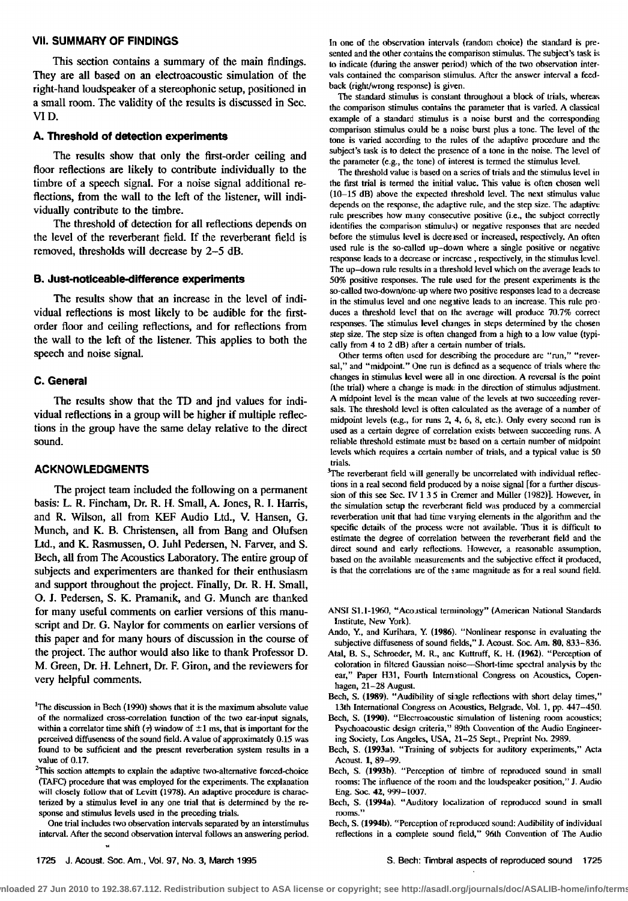## VII. SUMMARY OF FINDINGS

This section contains a summary of the main findings. They are all based on an electroacoustic simulation of the right-hand loudspeaker of a stereophonic setup, positioned in a small room. The validity of the results is discussed in Sec. VI D.

### A. Threshold of detection experiments

The results show that only the first-order ceiling and floor reflections are likely to contribute individually to the timbre of a speech signal. For a noise signal additional reflections, from the wall to the left of the listener, will individually contribute to the timbre.

The threshold of detection for all reflections depends on the level of the reverberant field. If the reverberant field is removed, thresholds will decrease by 2–5 dB.

### B. Just-noticeable-difference experiments

The results show that an increase in the level of individual reflections is most likely to be audible for the first-order floor and ceiling reflections, and for reflections from the wall to the left of the listener. This applies to both the speech and noise signal.

### C. General

The results show that the TD and jnd values for individual reflections in a group will be higher if multiple reflections in the group have the same delay relative to the direct sound.

## ACKNOWLEDGMENTS

The project team included the following on a permanent basis: L. R. Fincham, Dr. R. H. Small, A. Jones, R. I. Harris, and R. Wilson, all from KEF Audio Ltd., V. Hansen, G. Munch, and K. B. Christensen, all from Bang and Olufsen Ltd., and K. Rasmussen, O. Juhl Pedersen, N. Farver, and S. Bech, all from The Acoustics Laboratory. The entire group of subjects and experimenters are thanked for their enthusiasm and support throughout the project. Finally, Dr. R. H. Small, O. J. Pedersen, S. K. Pramanik, and G. Munch are thanked for many useful comments on earlier versions of this manuscript and Dr. G. Naylor for comments on earlier versions of this paper and for many hours of discussion in the course of the project. The author would also like to thank Professor D. M. Green, Dr. H. Lehnert, Dr. F. Giron, and the reviewers for very helpful comments.

[1]The discussion in Bech (1990) shows that it is the maximum absolute value of the normalized cross-correlation function of the two ear-input signals, within a correlator time shift ($\tau$) window of $\pm 1$ ms, that is important for the perceived diffuseness of the sound field. A value of approximately 0.15 was found to be sufficient and the present reverberation system results in a value of 0.17.

[2]This section attempts to explain the adaptive two-alternative forced-choice (TAFC) procedure that was employed for the experiments. The explanation will closely follow that of Levitt (1978). An adaptive procedure is characterized by a stimulus level in any one trial that is determined by the response and stimulus levels used in the preceding trials.

One trial includes two observation intervals separated by an interstimulus interval. After the second observation interval follows an answering period. In one of the observation intervals (random choice) the standard is presented and the other contains the comparison stimulus. The subject's task is to indicate (during the answer period) which of the two observation intervals contained the comparison stimulus. After the answer interval a feedback (right/wrong response) is given.

The standard stimulus is constant throughout a block of trials, whereas the comparison stimulus contains the parameter that is varied. A classical example of a standard stimulus is a noise burst and the corresponding comparison stimulus could be a noise burst plus a tone. The level of the tone is varied according to the rules of the adaptive procedure and the subject's task is to detect the presence of a tone in the noise. The level of the parameter (e.g., the tone) of interest is termed the stimulus level.

The threshold value is based on a series of trials and the stimulus level in the first trial is termed the initial value. This value is often chosen well (10–15 dB) above the expected threshold level. The next stimulus value depends on the response, the adaptive rule, and the step size. The adaptive rule prescribes how many consecutive positive (i.e., the subject correctly identifies the comparison stimulus) or negative responses that are needed before the stimulus level is decreased or increased, respectively. An often used rule is the so-called up–down where a single positive or negative response leads to a decrease or increase , respectively, in the stimulus level. The up–down rule results in a threshold level which on the average leads to 50% positive responses. The rule used for the present experiments is the so-called two-down/one-up where two positive responses lead to a decrease in the stimulus level and one negative leads to an increase. This rule produces a threshold level that on the average will produce 70.7% correct responses. The stimulus level changes in steps determined by the chosen step size. The step size is often changed from a high to a low value (typically from 4 to 2 dB) after a certain number of trials.

Other terms often used for describing the procedure are "run," "reversal," and "midpoint." One run is defined as a sequence of trials where the changes in stimulus level were all in one direction. A reversal is the point (the trial) where a change is made in the direction of stimulus adjustment. A midpoint level is the mean value of the levels at two succeeding reversals. The threshold level is often calculated as the average of a number of midpoint levels (e.g., for runs 2, 4, 6, 8, etc.). Only every second run is used as a certain degree of correlation exists between succeeding runs. A reliable threshold estimate must be based on a certain number of midpoint levels which requires a certain number of trials, and a typical value is 50 trials.

[3]The reverberant field will generally be uncorrelated with individual reflections in a real second field produced by a noise signal [for a further discussion of this see Sec. IV 1 3 5 in Cremer and Müller (1982)]. However, in the simulation setup the reverberant field was produced by a commercial reverberation unit that had time varying elements in the algorithm and the specific details of the process were not available. Thus it is difficult to estimate the degree of correlation between the reverberant field and the direct sound and early reflections. However, a reasonable assumption, based on the available measurements and the subjective effect it produced, is that the correlations are of the same magnitude as for a real sound field.

ANSI S1.1-1960, "Acoustical terminology" (American National Standards Institute, New York).

Ando, Y., and Kurihara, Y. (1986). "Nonlinear response in evaluating the subjective diffuseness of sound fields," J. Acoust. Soc. Am. 80, 833–836.

Atal, B. S., Schroeder, M. R., and Kuttruff, K. H. (1962). "Perception of coloration in filtered Gaussian noise—Short-time spectral analysis by the ear," Paper H31, Fourth International Congress on Acoustics, Copenhagen, 21–28 August.

Bech, S. (1989). "Audibility of single reflections with short delay times," 13th International Congress on Acoustics, Belgrade, Vol. 1, pp. 447–450.

Bech, S. (1990). "Electroacoustic simulation of listening room acoustics; Psychoacoustic design criteria," 89th Convention of the Audio Engineering Society, Los Angeles, USA, 21–25 Sept., Preprint No. 2989.

Bech, S. (1993a). "Training of subjects for auditory experiments," Acta Acoust. 1, 89–99.

Bech, S. (1993b). "Perception of timbre of reproduced sound in small rooms: The influence of the room and the loudspeaker position," J. Audio Eng. Soc. 42, 999–1007.

Bech, S. (1994a). "Auditory localization of reproduced sound in small rooms."

Bech, S. (1994b). "Perception of reproduced sound: Audibility of individual reflections in a complete sound field," 96th Convention of The Audio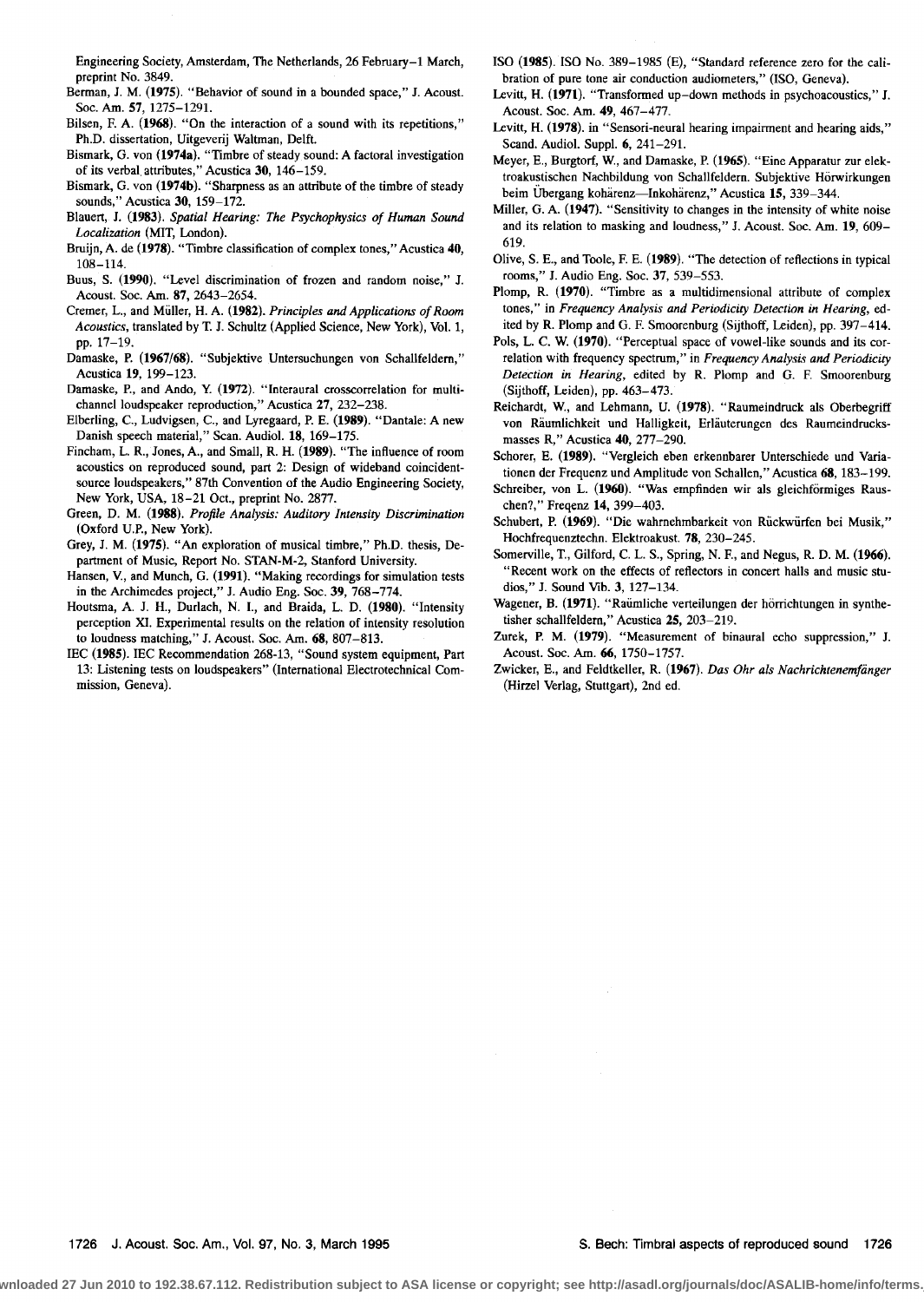Engineering Society, Amsterdam, The Netherlands, 26 February–1 March, preprint No. 3849.

Berman, J. M. (**1975**). "Behavior of sound in a bounded space," J. Acoust. Soc. Am. **57**, 1275–1291.

Bilsen, F. A. (**1968**). "On the interaction of a sound with its repetitions," Ph.D. dissertation, Uitgeverij Waltman, Delft.

Bismark, G. von (**1974a**). "Timbre of steady sound: A factoral investigation of its verbal attributes," Acustica **30**, 146–159.

Bismark, G. von (**1974b**). "Sharpness as an attribute of the timbre of steady sounds," Acustica **30**, 159–172.

Blauert, J. (**1983**). *Spatial Hearing: The Psychophysics of Human Sound Localization* (MIT, London).

Bruijn, A. de (**1978**). "Timbre classification of complex tones," Acustica **40**, 108–114.

Buus, S. (**1990**). "Level discrimination of frozen and random noise," J. Acoust. Soc. Am. **87**, 2643–2654.

Cremer, L., and Müller, H. A. (**1982**). *Principles and Applications of Room Acoustics*, translated by T. J. Schultz (Applied Science, New York), Vol. 1, pp. 17–19.

Damaske, P. (**1967/68**). "Subjektive Untersuchungen von Schallfeldern," Acustica **19**, 199–123.

Damaske, P., and Ando, Y. (**1972**). "Interaural crosscorrelation for multichannel loudspeaker reproduction," Acustica **27**, 232–238.

Elberling, C., Ludvigsen, C., and Lyregaard, P. E. (**1989**). "Dantale: A new Danish speech material," Scan. Audiol. **18**, 169–175.

Fincham, L. R., Jones, A., and Small, R. H. (**1989**). "The influence of room acoustics on reproduced sound, part 2: Design of wideband coincident-source loudspeakers," 87th Convention of the Audio Engineering Society, New York, USA, 18–21 Oct., preprint No. 2877.

Green, D. M. (**1988**). *Profile Analysis: Auditory Intensity Discrimination* (Oxford U.P., New York).

Grey, J. M. (**1975**). "An exploration of musical timbre," Ph.D. thesis, Department of Music, Report No. STAN-M-2, Stanford University.

Hansen, V., and Munch, G. (**1991**). "Making recordings for simulation tests in the Archimedes project," J. Audio Eng. Soc. **39**, 768–774.

Houtsma, A. J. H., Durlach, N. I., and Braida, L. D. (**1980**). "Intensity perception XI. Experimental results on the relation of intensity resolution to loudness matching," J. Acoust. Soc. Am. **68**, 807–813.

IEC (**1985**). IEC Recommendation 268-13, "Sound system equipment, Part 13: Listening tests on loudspeakers" (International Electrotechnical Commission, Geneva).

ISO (**1985**). ISO No. 389-1985 (E), "Standard reference zero for the calibration of pure tone air conduction audiometers," (ISO, Geneva).

Levitt, H. (**1971**). "Transformed up–down methods in psychoacoustics," J. Acoust. Soc. Am. **49**, 467–477.

Levitt, H. (**1978**). in "Sensori-neural hearing impairment and hearing aids," Scand. Audiol. Suppl. **6**, 241–291.

Meyer, E., Burgtorf, W., and Damaske, P. (**1965**). "Eine Apparatur zur elektroakustischen Nachbildung von Schallfeldern. Subjektive Hörwirkungen beim Übergang kohärenz—Inkohärenz," Acustica **15**, 339–344.

Miller, G. A. (**1947**). "Sensitivity to changes in the intensity of white noise and its relation to masking and loudness," J. Acoust. Soc. Am. **19**, 609–619.

Olive, S. E., and Toole, F. E. (**1989**). "The detection of reflections in typical rooms," J. Audio Eng. Soc. **37**, 539–553.

Plomp, R. (**1970**). "Timbre as a multidimensional attribute of complex tones," in *Frequency Analysis and Periodicity Detection in Hearing*, edited by R. Plomp and G. F. Smoorenburg (Sijthoff, Leiden), pp. 397–414.

Pols, L. C. W. (**1970**). "Perceptual space of vowel-like sounds and its correlation with frequency spectrum," in *Frequency Analysis and Periodicity Detection in Hearing*, edited by R. Plomp and G. F. Smoorenburg (Sijthoff, Leiden), pp. 463–473.

Reichardt, W., and Lehmann, U. (**1978**). "Raumeindruck als Oberbegriff von Räumlichkeit und Halligkeit, Erläuterungen des Raumeindrucksmasses R," Acustica **40**, 277–290.

Schorer, E. (**1989**). "Vergleich eben erkennbarer Unterschiede und Variationen der Frequenz und Amplitude von Schallen," Acustica **68**, 183–199.

Schreiber, von L. (**1960**). "Was empfinden wir als gleichförmiges Rauschen?," Freqenz **14**, 399–403.

Schubert, P. (**1969**). "Die wahrnehmbarkeit von Rückwürfen bei Musik," Hochfrequenztechn. Elektroakust. **78**, 230–245.

Somerville, T., Gilford, C. L. S., Spring, N. F., and Negus, R. D. M. (**1966**). "Recent work on the effects of reflectors in concert halls and music studios," J. Sound Vib. **3**, 127–134.

Wagener, B. (**1971**). "Raümliche verteilungen der hörrichtungen in synthetisher schallfeldern," Acustica **25**, 203–219.

Zurek, P. M. (**1979**). "Measurement of binaural echo suppression," J. Acoust. Soc. Am. **66**, 1750–1757.

Zwicker, E., and Feldtkeller, R. (**1967**). *Das Ohr als Nachrichtenemfänger* (Hirzel Verlag, Stuttgart), 2nd ed.